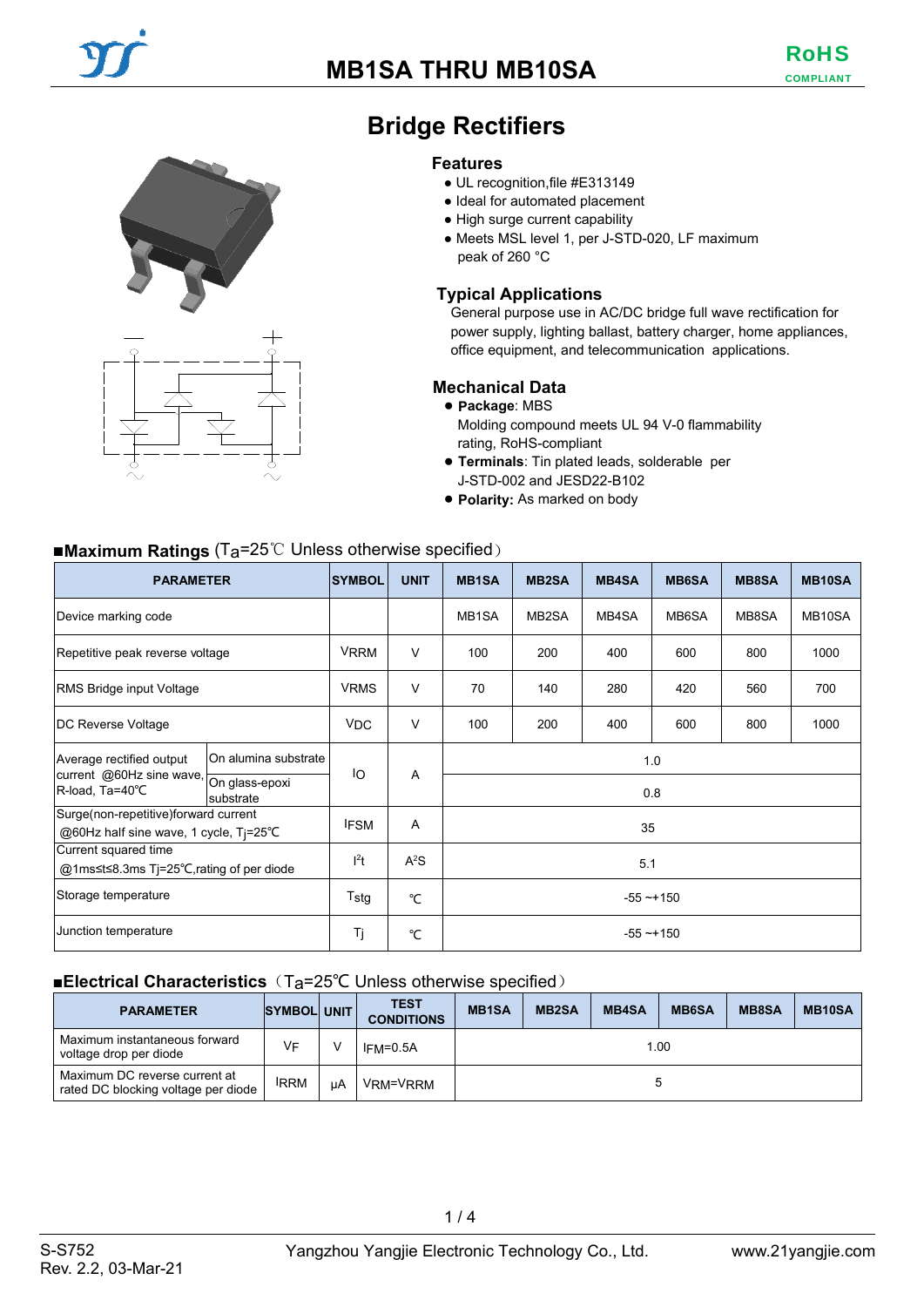# MB1SA THRU MB10SA

RoHS COMPLIANT

## Bridge Rectifiers

### Features

- UL recognition,file #E313149
- Ideal for automated placement
- High surge current capability
- Meets MSL level 1, per J-STD-020, LF maximum peak of 260 °C

### Typical Applications

General purpose use in AC/DC bridge full wave rectification for power supply, lighting ballast, battery charger, home appliances, office equipment, and telecommunication applications.

### Mechanical Data

- **Package**: MBS
  Molding compound meets UL 94 V-0 flammability rating, RoHS-compliant
- **Terminals**: Tin plated leads, solderable per J-STD-002 and JESD22-B102
- **Polarity:** As marked on body

### ■Maximum Ratings ($T_a$=25℃ Unless otherwise specified）

| PARAMETER | | SYMBOL | UNIT | MB1SA | MB2SA | MB4SA | MB6SA | MB8SA | MB10SA |
|---|---|---|---|---|---|---|---|---|---|
| Device marking code | | | | MB1SA | MB2SA | MB4SA | MB6SA | MB8SA | MB10SA |
| Repetitive peak reverse voltage | | $V_{RRM}$ | V | 100 | 200 | 400 | 600 | 800 | 1000 |
| RMS Bridge input Voltage | | $V_{RMS}$ | V | 70 | 140 | 280 | 420 | 560 | 700 |
| DC Reverse Voltage | | $V_{DC}$ | V | 100 | 200 | 400 | 600 | 800 | 1000 |
| Average rectified output current @60Hz sine wave, R-load, Ta=40℃ | On alumina substrate | $I_O$ | A | 1.0 | | | | | |
| | On glass-epoxi substrate | | | 0.8 | | | | | |
| Surge(non-repetitive)forward current @60Hz half sine wave, 1 cycle, $T_j$=25℃ | | $I_{FSM}$ | A | 35 | | | | | |
| Current squared time @1ms≤t≤8.3ms Tj=25℃,rating of per diode | | $I^2t$ | $A^2S$ | 5.1 | | | | | |
| Storage temperature | | $T_{stg}$ | ℃ | -55 ~+150 | | | | | |
| Junction temperature | | $T_j$ | ℃ | -55 ~+150 | | | | | |

### ■Electrical Characteristics（$T_a$=25℃ Unless otherwise specified）

| PARAMETER | SYMBOL | UNIT | TEST CONDITIONS | MB1SA | MB2SA | MB4SA | MB6SA | MB8SA | MB10SA |
|---|---|---|---|---|---|---|---|---|---|
| Maximum instantaneous forward voltage drop per diode | $V_F$ | V | $I_{FM}$=0.5A | 1.00 | | | | | |
| Maximum DC reverse current at rated DC blocking voltage per diode | $I_{RRM}$ | μA | $V_{RM}$=$V_{RRM}$ | 5 | | | | | |

S-S752
Rev. 2.2, 03-Mar-21

Yangzhou Yangjie Electronic Technology Co., Ltd.

www.21yangjie.com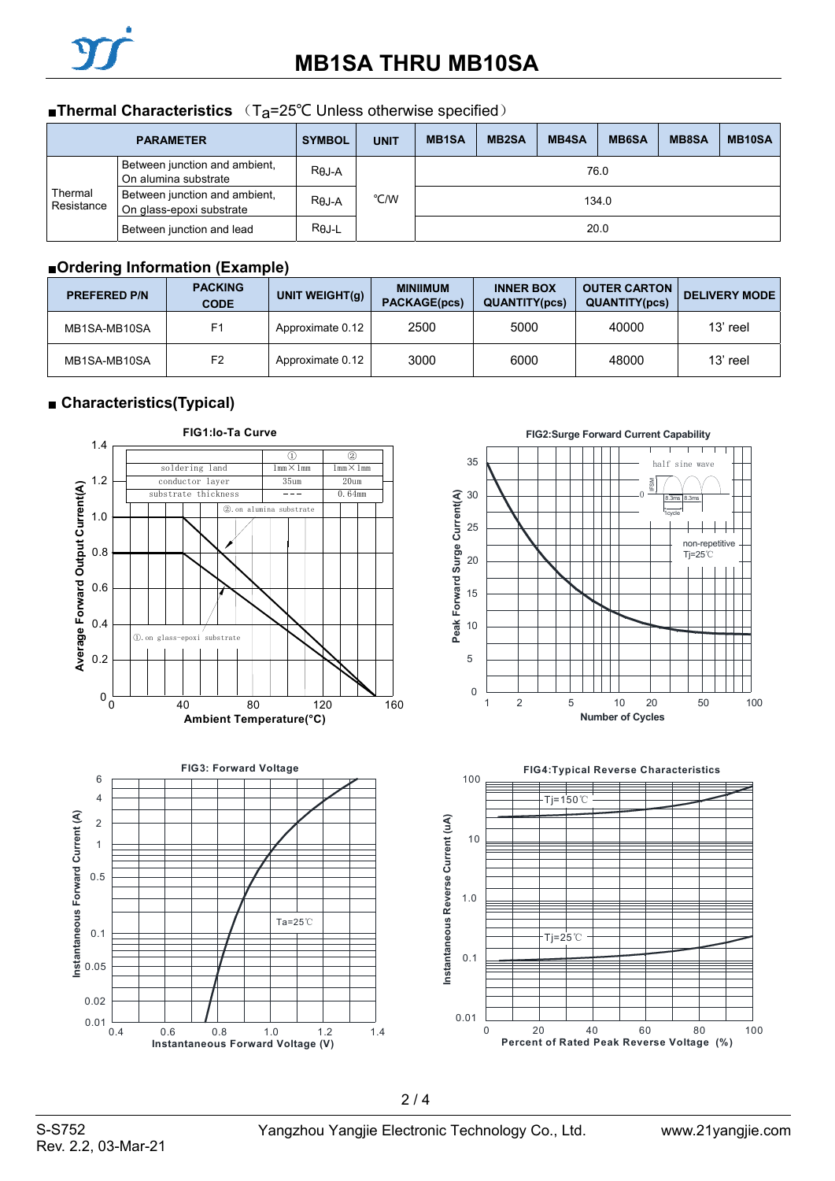## ■Thermal Characteristics （$T_a$=25℃ Unless otherwise specified）

| PARAMETER | | SYMBOL | UNIT | MB1SA | MB2SA | MB4SA | MB6SA | MB8SA | MB10SA |
|---|---|---|---|---|---|---|---|---|---|
| Thermal Resistance | Between junction and ambient, On alumina substrate | $R_{\theta J\text{-}A}$ | ℃/W | 76.0 | | | | | |
| | Between junction and ambient, On glass-epoxi substrate | $R_{\theta J\text{-}A}$ | | 134.0 | | | | | |
| | Between junction and lead | $R_{\theta J\text{-}L}$ | | 20.0 | | | | | |

## ■Ordering Information (Example)

| PREFERED P/N | PACKING CODE | UNIT WEIGHT(g) | MINIIMUM PACKAGE(pcs) | INNER BOX QUANTITY(pcs) | OUTER CARTON QUANTITY(pcs) | DELIVERY MODE |
|---|---|---|---|---|---|---|
| MB1SA-MB10SA | F1 | Approximate 0.12 | 2500 | 5000 | 40000 | 13' reel |
| MB1SA-MB10SA | F2 | Approximate 0.12 | 3000 | 6000 | 48000 | 13' reel |

## ■ Characteristics(Typical)

FIG1:Io-Ta Curve

|  | ① | ② |
|---|---|---|
| soldering land | 1mm×1mm | 1mm×1mm |
| conductor layer | 35um | 20um |
| substrate thickness | --- | 0.64mm |

②.on alumina substrate

①.on glass-epoxi substrate

Average Forward Output Current(A) vs. Ambient Temperature(°C)

FIG2:Surge Forward Current Capability

half sine wave; non-repetitive, Tj=25℃; 8.3ms 8.3ms, 1cycle

Peak Forward Surge Current(A) vs. Number of Cycles

FIG3: Forward Voltage

Ta=25℃

Instantaneous Forward Current (A) vs. Instantaneous Forward Voltage (V)

FIG4:Typical Reverse Characteristics

Tj=150℃; Tj=25℃

Instantaneous Reverse Current (uA) vs. Percent of Rated Peak Reverse Voltage (%)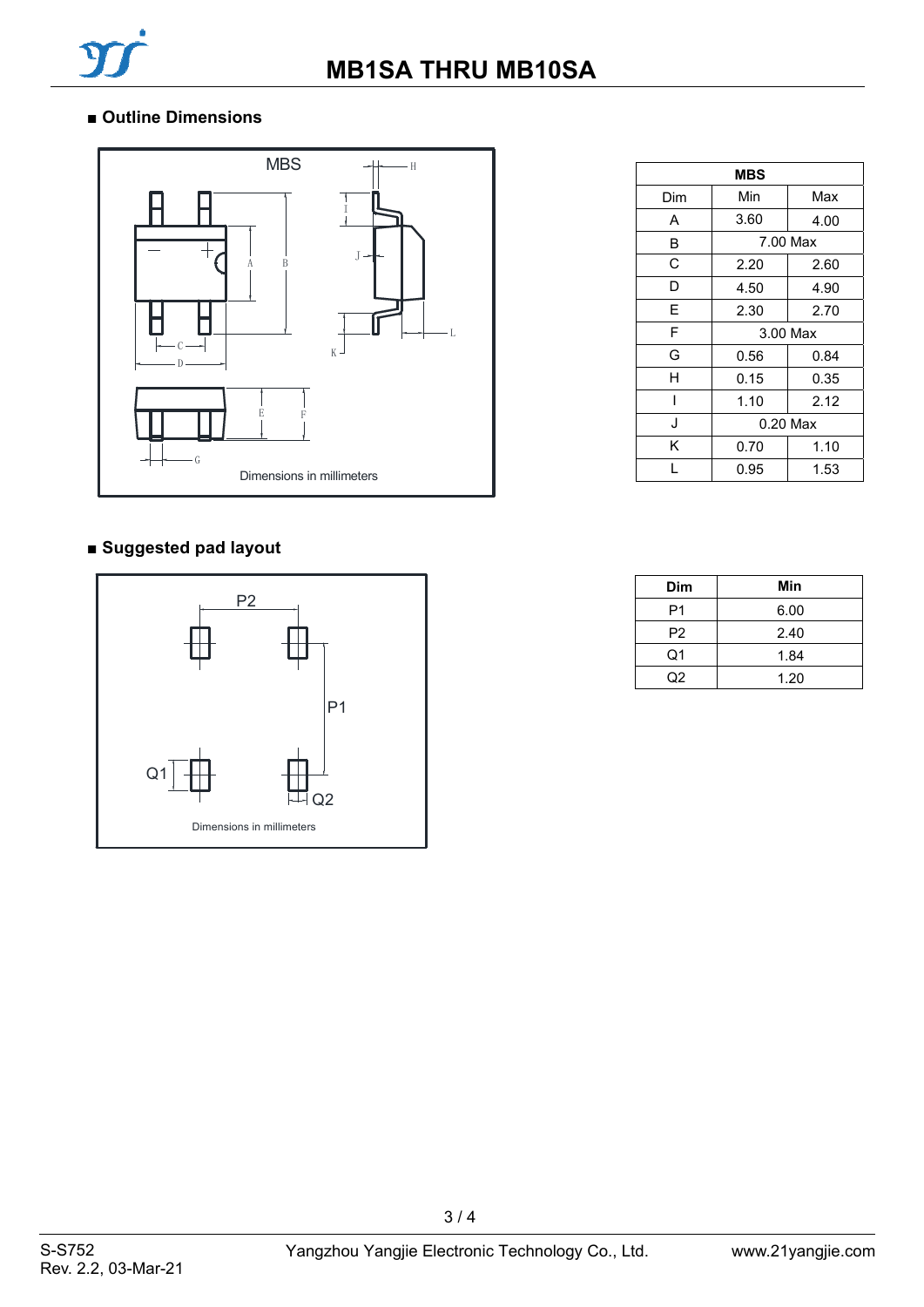# MB1SA THRU MB10SA

## ■ Outline Dimensions

MBS

Dimensions in millimeters

| MBS | | |
|---|---|---|
| Dim | Min | Max |
| A | 3.60 | 4.00 |
| B | 7.00 Max | |
| C | 2.20 | 2.60 |
| D | 4.50 | 4.90 |
| E | 2.30 | 2.70 |
| F | 3.00 Max | |
| G | 0.56 | 0.84 |
| H | 0.15 | 0.35 |
| I | 1.10 | 2.12 |
| J | 0.20 Max | |
| K | 0.70 | 1.10 |
| L | 0.95 | 1.53 |

## ■ Suggested pad layout

Dimensions in millimeters

| Dim | Min |
|---|---|
| P1 | 6.00 |
| P2 | 2.40 |
| Q1 | 1.84 |
| Q2 | 1.20 |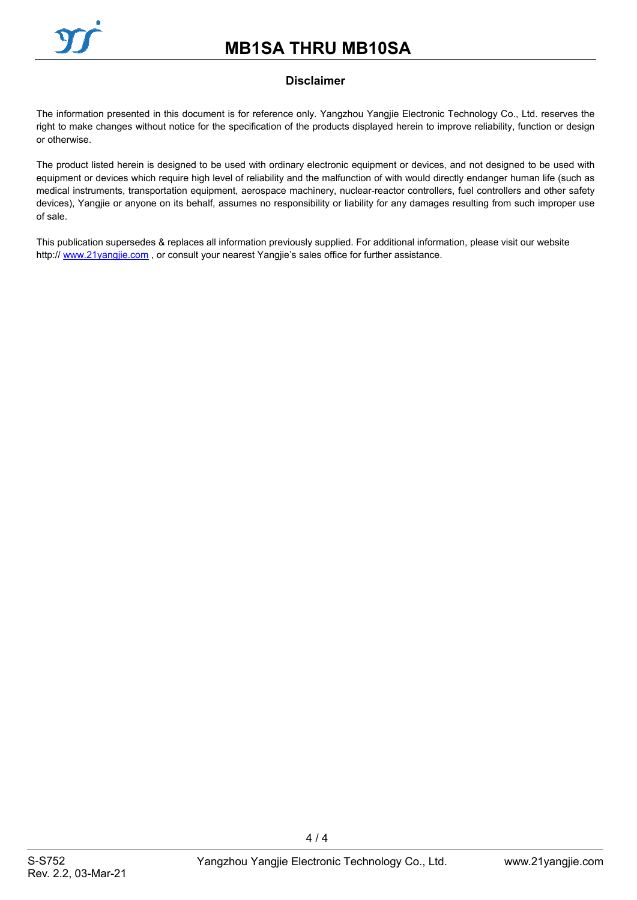## Disclaimer

The information presented in this document is for reference only. Yangzhou Yangjie Electronic Technology Co., Ltd. reserves the right to make changes without notice for the specification of the products displayed herein to improve reliability, function or design or otherwise.

The product listed herein is designed to be used with ordinary electronic equipment or devices, and not designed to be used with equipment or devices which require high level of reliability and the malfunction of with would directly endanger human life (such as medical instruments, transportation equipment, aerospace machinery, nuclear-reactor controllers, fuel controllers and other safety devices), Yangjie or anyone on its behalf, assumes no responsibility or liability for any damages resulting from such improper use of sale.

This publication supersedes & replaces all information previously supplied. For additional information, please visit our website http:// www.21yangjie.com , or consult your nearest Yangjie's sales office for further assistance.